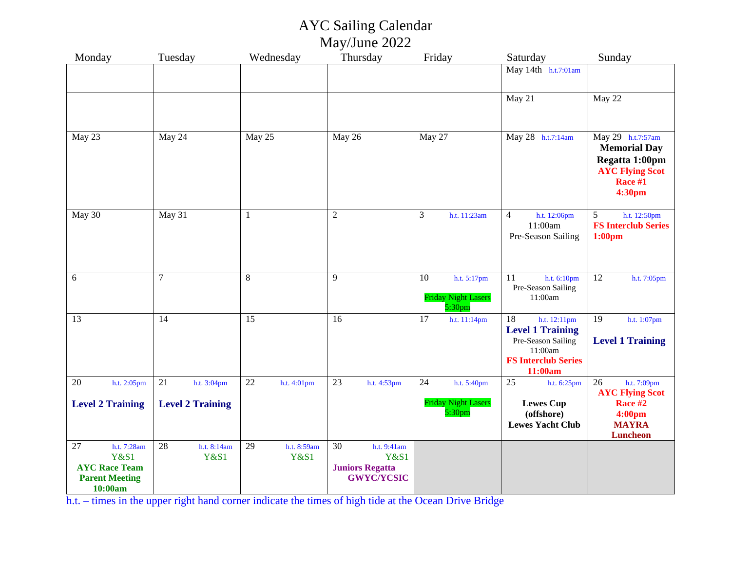# AYC Sailing Calendar
## May/June 2022

| Monday | Tuesday | Wednesday | Thursday | Friday | Saturday | Sunday |
|---|---|---|---|---|---|---|
| | | | | | May 14th h.t.7:01am | |
| | | | | | May 21 | May 22 |
| May 23 | May 24 | May 25 | May 26 | May 27 | May 28 h.t.7:14am | May 29 h.t.7:57am **Memorial Day Regatta 1:00pm** **AYC Flying Scot Race #1 4:30pm** |
| May 30 | May 31 | 1 | 2 | 3 h.t. 11:23am | 4 h.t. 12:06pm 11:00am Pre-Season Sailing | 5 h.t. 12:50pm **FS Interclub Series 1:00pm** |
| 6 | 7 | 8 | 9 | 10 h.t. 5:17pm Friday Night Lasers 5:30pm | 11 h.t. 6:10pm Pre-Season Sailing 11:00am | 12 h.t. 7:05pm |
| 13 | 14 | 15 | 16 | 17 h.t. 11:14pm | 18 h.t. 12:11pm **Level 1 Training** Pre-Season Sailing 11:00am **FS Interclub Series 11:00am** | 19 h.t. 1:07pm **Level 1 Training** |
| 20 h.t. 2:05pm **Level 2 Training** | 21 h.t. 3:04pm **Level 2 Training** | 22 h.t. 4:01pm | 23 h.t. 4:53pm | 24 h.t. 5:40pm Friday Night Lasers 5:30pm | 25 h.t. 6:25pm **Lewes Cup (offshore) Lewes Yacht Club** | 26 h.t. 7:09pm **AYC Flying Scot Race #2 4:00pm** **MAYRA Luncheon** |
| 27 h.t. 7:28am Y&S1 **AYC Race Team Parent Meeting 10:00am** | 28 h.t. 8:14am Y&S1 | 29 h.t. 8:59am Y&S1 | 30 h.t. 9:41am Y&S1 **Juniors Regatta GWYC/YCSIC** | | | |

h.t. – times in the upper right hand corner indicate the times of high tide at the Ocean Drive Bridge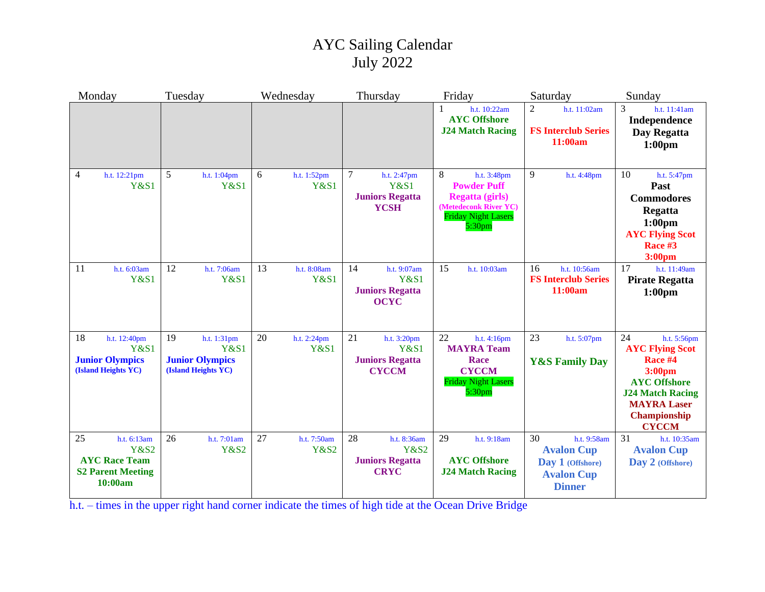# AYC Sailing Calendar
# July 2022

| Monday | Tuesday | Wednesday | Thursday | Friday | Saturday | Sunday |
|---|---|---|---|---|---|---|
| | | | | 1 h.t. 10:22am **AYC Offshore J24 Match Racing** | 2 h.t. 11:02am **FS Interclub Series 11:00am** | 3 h.t. 11:41am **Independence Day Regatta 1:00pm** |
| 4 h.t. 12:21pm Y&S1 | 5 h.t. 1:04pm Y&S1 | 6 h.t. 1:52pm Y&S1 | 7 h.t. 2:47pm Y&S1 **Juniors Regatta YCSH** | 8 h.t. 3:48pm **Powder Puff Regatta (girls) (Metedeconk River YC)** Friday Night Lasers 5:30pm | 9 h.t. 4:48pm | 10 h.t. 5:47pm **Past Commodores Regatta 1:00pm** **AYC Flying Scot Race #3 3:00pm** |
| 11 h.t. 6:03am Y&S1 | 12 h.t. 7:06am Y&S1 | 13 h.t. 8:08am Y&S1 | 14 h.t. 9:07am Y&S1 **Juniors Regatta OCYC** | 15 h.t. 10:03am | 16 h.t. 10:56am **FS Interclub Series 11:00am** | 17 h.t. 11:49am **Pirate Regatta 1:00pm** |
| 18 h.t. 12:40pm Y&S1 **Junior Olympics (Island Heights YC)** | 19 h.t. 1:31pm Y&S1 **Junior Olympics (Island Heights YC)** | 20 h.t. 2:24pm Y&S1 | 21 h.t. 3:20pm Y&S1 **Juniors Regatta CYCCM** | 22 h.t. 4:16pm **MAYRA Team Race CYCCM** Friday Night Lasers 5:30pm | 23 h.t. 5:07pm **Y&S Family Day** | 24 h.t. 5:56pm **AYC Flying Scot Race #4 3:00pm** **AYC Offshore J24 Match Racing** **MAYRA Laser Championship CYCCM** |
| 25 h.t. 6:13am Y&S2 **AYC Race Team S2 Parent Meeting 10:00am** | 26 h.t. 7:01am Y&S2 | 27 h.t. 7:50am Y&S2 | 28 h.t. 8:36am Y&S2 **Juniors Regatta CRYC** | 29 h.t. 9:18am **AYC Offshore J24 Match Racing** | 30 h.t. 9:58am **Avalon Cup Day 1 (Offshore)** **Avalon Cup Dinner** | 31 h.t. 10:35am **Avalon Cup Day 2 (Offshore)** |

h.t. – times in the upper right hand corner indicate the times of high tide at the Ocean Drive Bridge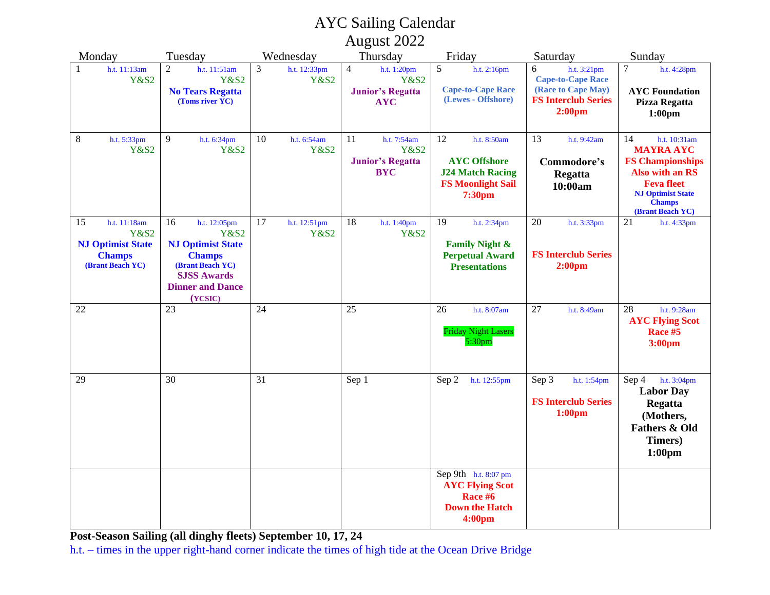# AYC Sailing Calendar
## August 2022

| Monday | Tuesday | Wednesday | Thursday | Friday | Saturday | Sunday |
|---|---|---|---|---|---|---|
| 1 h.t. 11:13am Y&S2 | 2 h.t. 11:51am Y&S2 **No Tears Regatta** **(Toms river YC)** | 3 h.t. 12:33pm Y&S2 | 4 h.t. 1:20pm Y&S2 **Junior's Regatta AYC** | 5 h.t. 2:16pm **Cape-to-Cape Race (Lewes - Offshore)** | 6 h.t. 3:21pm **Cape-to-Cape Race (Race to Cape May)** **FS Interclub Series 2:00pm** | 7 h.t. 4:28pm **AYC Foundation Pizza Regatta 1:00pm** |
| 8 h.t. 5:33pm Y&S2 | 9 h.t. 6:34pm Y&S2 | 10 h.t. 6:54am Y&S2 | 11 h.t. 7:54am Y&S2 **Junior's Regatta BYC** | 12 h.t. 8:50am **AYC Offshore J24 Match Racing** **FS Moonlight Sail 7:30pm** | 13 h.t. 9:42am **Commodore's Regatta 10:00am** | 14 h.t. 10:31am **MAYRA AYC FS Championships Also with an RS Feva fleet** **NJ Optimist State Champs (Brant Beach YC)** |
| 15 h.t. 11:18am Y&S2 **NJ Optimist State Champs** **(Brant Beach YC)** | 16 h.t. 12:05pm Y&S2 **NJ Optimist State Champs** **(Brant Beach YC)** **SJSS Awards Dinner and Dance (YCSIC)** | 17 h.t. 12:51pm Y&S2 | 18 h.t. 1:40pm Y&S2 | 19 h.t. 2:34pm **Family Night & Perpetual Award Presentations** | 20 h.t. 3:33pm **FS Interclub Series 2:00pm** | 21 h.t. 4:33pm |
| 22 | 23 | 24 | 25 | 26 h.t. 8:07am Friday Night Lasers 5:30pm | 27 h.t. 8:49am | 28 h.t. 9:28am **AYC Flying Scot Race #5 3:00pm** |
| 29 | 30 | 31 | Sep 1 | Sep 2 h.t. 12:55pm | Sep 3 h.t. 1:54pm **FS Interclub Series 1:00pm** | Sep 4 h.t. 3:04pm **Labor Day Regatta (Mothers, Fathers & Old Timers) 1:00pm** |
| | | | | Sep 9th h.t. 8:07 pm **AYC Flying Scot Race #6 Down the Hatch 4:00pm** | | |

**Post-Season Sailing (all dinghy fleets) September 10, 17, 24**

h.t. – times in the upper right-hand corner indicate the times of high tide at the Ocean Drive Bridge